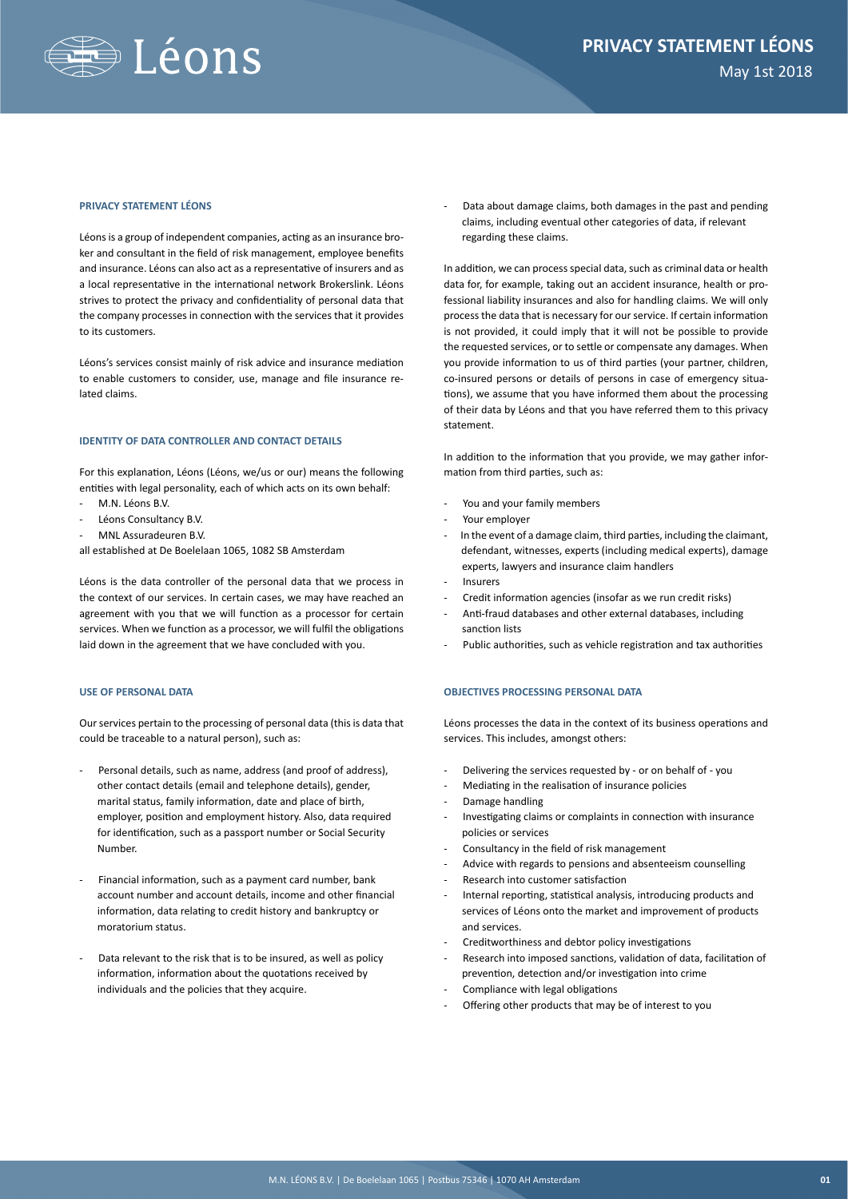# PRIVACY STATEMENT LÉONS

May 1st 2018

## PRIVACY STATEMENT LÉONS

Léons is a group of independent companies, acting as an insurance broker and consultant in the field of risk management, employee benefits and insurance. Léons can also act as a representative of insurers and as a local representative in the international network Brokerslink. Léons strives to protect the privacy and confidentiality of personal data that the company processes in connection with the services that it provides to its customers.

Léons's services consist mainly of risk advice and insurance mediation to enable customers to consider, use, manage and file insurance related claims.

## IDENTITY OF DATA CONTROLLER AND CONTACT DETAILS

For this explanation, Léons (Léons, we/us or our) means the following entities with legal personality, each of which acts on its own behalf:

- M.N. Léons B.V.
- Léons Consultancy B.V.
- MNL Assuradeuren B.V.

all established at De Boelelaan 1065, 1082 SB Amsterdam

Léons is the data controller of the personal data that we process in the context of our services. In certain cases, we may have reached an agreement with you that we will function as a processor for certain services. When we function as a processor, we will fulfil the obligations laid down in the agreement that we have concluded with you.

## USE OF PERSONAL DATA

Our services pertain to the processing of personal data (this is data that could be traceable to a natural person), such as:

- Personal details, such as name, address (and proof of address), other contact details (email and telephone details), gender, marital status, family information, date and place of birth, employer, position and employment history. Also, data required for identification, such as a passport number or Social Security Number.
- Financial information, such as a payment card number, bank account number and account details, income and other financial information, data relating to credit history and bankruptcy or moratorium status.
- Data relevant to the risk that is to be insured, as well as policy information, information about the quotations received by individuals and the policies that they acquire.
- Data about damage claims, both damages in the past and pending claims, including eventual other categories of data, if relevant regarding these claims.

In addition, we can process special data, such as criminal data or health data for, for example, taking out an accident insurance, health or professional liability insurances and also for handling claims. We will only process the data that is necessary for our service. If certain information is not provided, it could imply that it will not be possible to provide the requested services, or to settle or compensate any damages. When you provide information to us of third parties (your partner, children, co-insured persons or details of persons in case of emergency situations), we assume that you have informed them about the processing of their data by Léons and that you have referred them to this privacy statement.

In addition to the information that you provide, we may gather information from third parties, such as:

- You and your family members
- Your employer
- In the event of a damage claim, third parties, including the claimant, defendant, witnesses, experts (including medical experts), damage experts, lawyers and insurance claim handlers
- Insurers
- Credit information agencies (insofar as we run credit risks)
- Anti-fraud databases and other external databases, including sanction lists
- Public authorities, such as vehicle registration and tax authorities

## OBJECTIVES PROCESSING PERSONAL DATA

Léons processes the data in the context of its business operations and services. This includes, amongst others:

- Delivering the services requested by - or on behalf of - you
- Mediating in the realisation of insurance policies
- Damage handling
- Investigating claims or complaints in connection with insurance policies or services
- Consultancy in the field of risk management
- Advice with regards to pensions and absenteeism counselling
- Research into customer satisfaction
- Internal reporting, statistical analysis, introducing products and services of Léons onto the market and improvement of products and services.
- Creditworthiness and debtor policy investigations
- Research into imposed sanctions, validation of data, facilitation of prevention, detection and/or investigation into crime
- Compliance with legal obligations
- Offering other products that may be of interest to you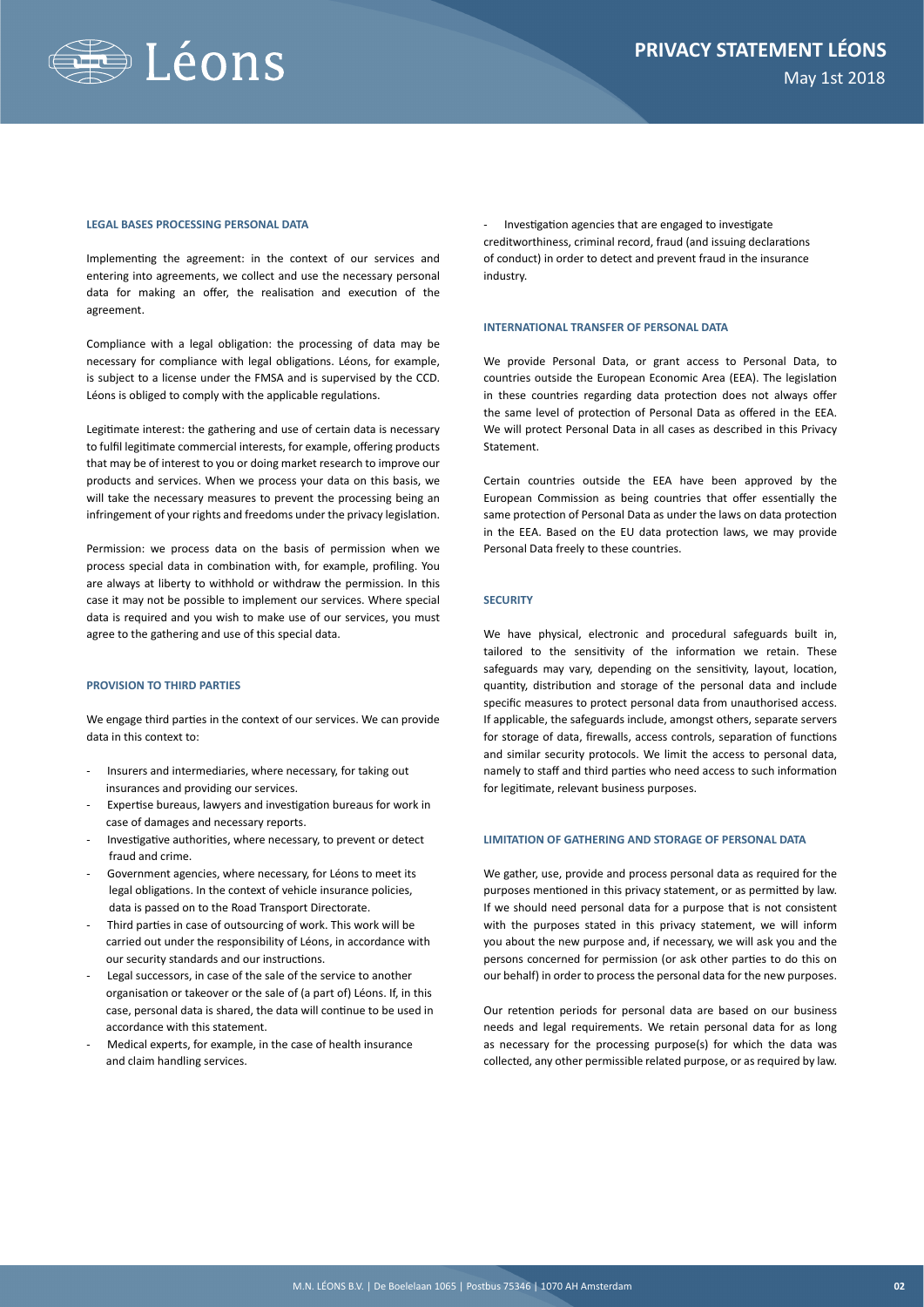## LEGAL BASES PROCESSING PERSONAL DATA

Implementing the agreement: in the context of our services and entering into agreements, we collect and use the necessary personal data for making an offer, the realisation and execution of the agreement.

Compliance with a legal obligation: the processing of data may be necessary for compliance with legal obligations. Léons, for example, is subject to a license under the FMSA and is supervised by the CCD. Léons is obliged to comply with the applicable regulations.

Legitimate interest: the gathering and use of certain data is necessary to fulfil legitimate commercial interests, for example, offering products that may be of interest to you or doing market research to improve our products and services. When we process your data on this basis, we will take the necessary measures to prevent the processing being an infringement of your rights and freedoms under the privacy legislation.

Permission: we process data on the basis of permission when we process special data in combination with, for example, profiling. You are always at liberty to withhold or withdraw the permission. In this case it may not be possible to implement our services. Where special data is required and you wish to make use of our services, you must agree to the gathering and use of this special data.

## PROVISION TO THIRD PARTIES

We engage third parties in the context of our services. We can provide data in this context to:

- Insurers and intermediaries, where necessary, for taking out insurances and providing our services.
- Expertise bureaus, lawyers and investigation bureaus for work in case of damages and necessary reports.
- Investigative authorities, where necessary, to prevent or detect fraud and crime.
- Government agencies, where necessary, for Léons to meet its legal obligations. In the context of vehicle insurance policies, data is passed on to the Road Transport Directorate.
- Third parties in case of outsourcing of work. This work will be carried out under the responsibility of Léons, in accordance with our security standards and our instructions.
- Legal successors, in case of the sale of the service to another organisation or takeover or the sale of (a part of) Léons. If, in this case, personal data is shared, the data will continue to be used in accordance with this statement.
- Medical experts, for example, in the case of health insurance and claim handling services.
- Investigation agencies that are engaged to investigate creditworthiness, criminal record, fraud (and issuing declarations of conduct) in order to detect and prevent fraud in the insurance industry.

## INTERNATIONAL TRANSFER OF PERSONAL DATA

We provide Personal Data, or grant access to Personal Data, to countries outside the European Economic Area (EEA). The legislation in these countries regarding data protection does not always offer the same level of protection of Personal Data as offered in the EEA. We will protect Personal Data in all cases as described in this Privacy Statement.

Certain countries outside the EEA have been approved by the European Commission as being countries that offer essentially the same protection of Personal Data as under the laws on data protection in the EEA. Based on the EU data protection laws, we may provide Personal Data freely to these countries.

## SECURITY

We have physical, electronic and procedural safeguards built in, tailored to the sensitivity of the information we retain. These safeguards may vary, depending on the sensitivity, layout, location, quantity, distribution and storage of the personal data and include specific measures to protect personal data from unauthorised access. If applicable, the safeguards include, amongst others, separate servers for storage of data, firewalls, access controls, separation of functions and similar security protocols. We limit the access to personal data, namely to staff and third parties who need access to such information for legitimate, relevant business purposes.

## LIMITATION OF GATHERING AND STORAGE OF PERSONAL DATA

We gather, use, provide and process personal data as required for the purposes mentioned in this privacy statement, or as permitted by law. If we should need personal data for a purpose that is not consistent with the purposes stated in this privacy statement, we will inform you about the new purpose and, if necessary, we will ask you and the persons concerned for permission (or ask other parties to do this on our behalf) in order to process the personal data for the new purposes.

Our retention periods for personal data are based on our business needs and legal requirements. We retain personal data for as long as necessary for the processing purpose(s) for which the data was collected, any other permissible related purpose, or as required by law.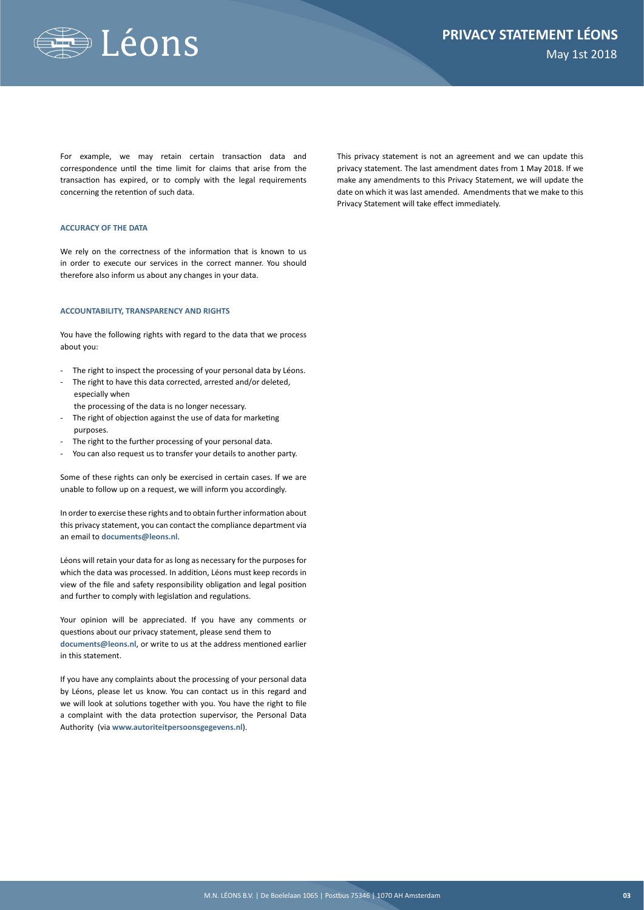For example, we may retain certain transaction data and correspondence until the time limit for claims that arise from the transaction has expired, or to comply with the legal requirements concerning the retention of such data.

### ACCURACY OF THE DATA

We rely on the correctness of the information that is known to us in order to execute our services in the correct manner. You should therefore also inform us about any changes in your data.

### ACCOUNTABILITY, TRANSPARENCY AND RIGHTS

You have the following rights with regard to the data that we process about you:

- The right to inspect the processing of your personal data by Léons.
- The right to have this data corrected, arrested and/or deleted, especially when the processing of the data is no longer necessary.
- The right of objection against the use of data for marketing purposes.
- The right to the further processing of your personal data.
- You can also request us to transfer your details to another party.

Some of these rights can only be exercised in certain cases. If we are unable to follow up on a request, we will inform you accordingly.

In order to exercise these rights and to obtain further information about this privacy statement, you can contact the compliance department via an email to **documents@leons.nl**.

Léons will retain your data for as long as necessary for the purposes for which the data was processed. In addition, Léons must keep records in view of the file and safety responsibility obligation and legal position and further to comply with legislation and regulations.

Your opinion will be appreciated. If you have any comments or questions about our privacy statement, please send them to **documents@leons.nl**, or write to us at the address mentioned earlier in this statement.

If you have any complaints about the processing of your personal data by Léons, please let us know. You can contact us in this regard and we will look at solutions together with you. You have the right to file a complaint with the data protection supervisor, the Personal Data Authority (via **www.autoriteitpersoonsgegevens.nl**).

This privacy statement is not an agreement and we can update this privacy statement. The last amendment dates from 1 May 2018. If we make any amendments to this Privacy Statement, we will update the date on which it was last amended. Amendments that we make to this Privacy Statement will take effect immediately.